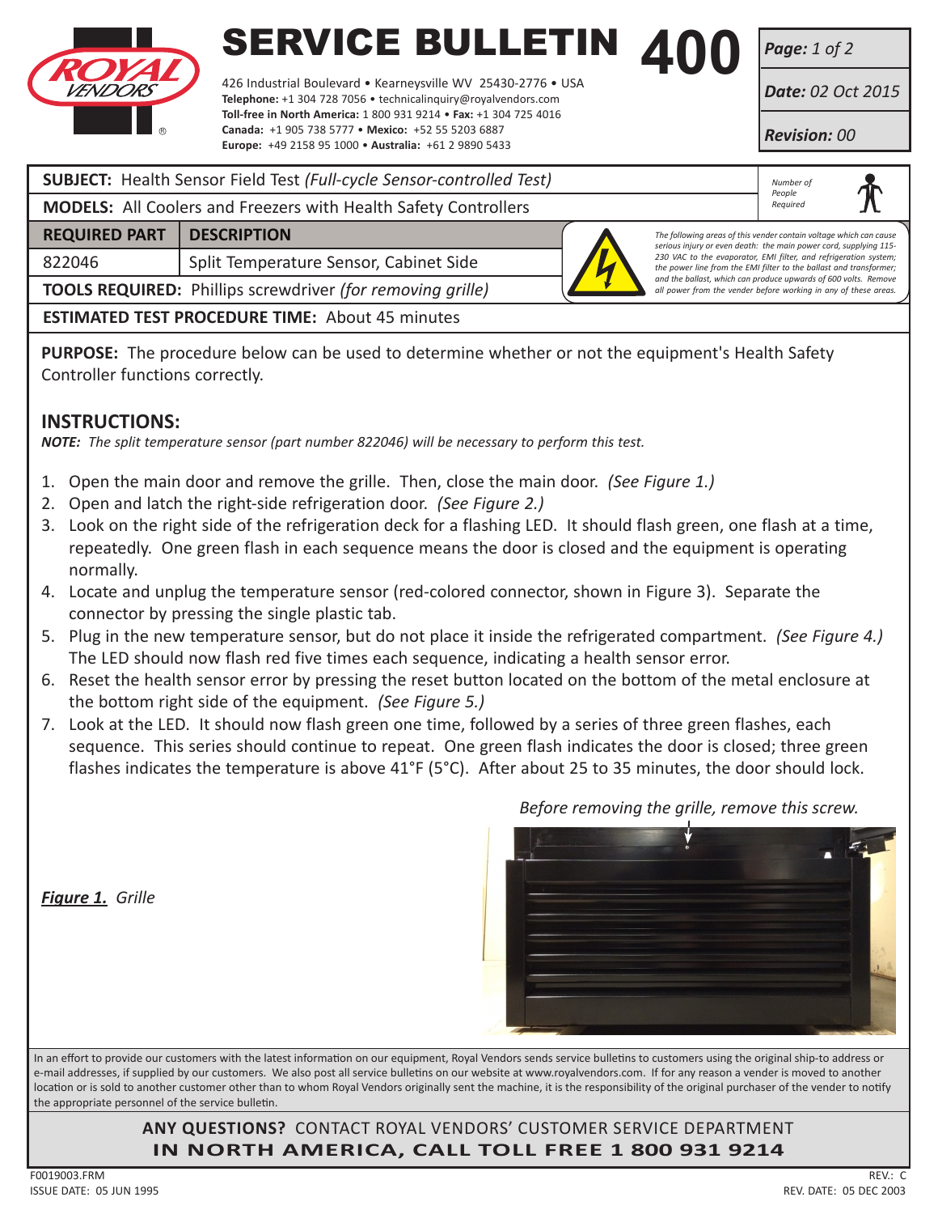# SERVICE BULLETIN 400

426 Industrial Boulevard • Kearneysville WV 25430-2776 • USA
**Telephone:** +1 304 728 7056 • technicalinquiry@royalvendors.com
**Toll-free in North America:** 1 800 931 9214 • **Fax:** +1 304 725 4016
**Canada:** +1 905 738 5777 • **Mexico:** +52 55 5203 6887
**Europe:** +49 2158 95 1000 • **Australia:** +61 2 9890 5433

***Page:*** *1 of 2*
***Date:*** *02 Oct 2015*
***Revision:*** *00*

**SUBJECT:** Health Sensor Field Test *(Full-cycle Sensor-controlled Test)*

**MODELS:** All Coolers and Freezers with Health Safety Controllers

*Number of People Required*

| REQUIRED PART | DESCRIPTION |
| --- | --- |
| 822046 | Split Temperature Sensor, Cabinet Side |

*The following areas of this vender contain voltage which can cause serious injury or even death: the main power cord, supplying 115-230 VAC to the evaporator, EMI filter, and refrigeration system; the power line from the EMI filter to the ballast and transformer; and the ballast, which can produce upwards of 600 volts. Remove all power from the vender before working in any of these areas.*

**TOOLS REQUIRED:** Phillips screwdriver *(for removing grille)*

**ESTIMATED TEST PROCEDURE TIME:** About 45 minutes

**PURPOSE:** The procedure below can be used to determine whether or not the equipment's Health Safety Controller functions correctly.

## INSTRUCTIONS:

***NOTE:*** *The split temperature sensor (part number 822046) will be necessary to perform this test.*

1. Open the main door and remove the grille. Then, close the main door. *(See Figure 1.)*
2. Open and latch the right-side refrigeration door. *(See Figure 2.)*
3. Look on the right side of the refrigeration deck for a flashing LED. It should flash green, one flash at a time, repeatedly. One green flash in each sequence means the door is closed and the equipment is operating normally.
4. Locate and unplug the temperature sensor (red-colored connector, shown in Figure 3). Separate the connector by pressing the single plastic tab.
5. Plug in the new temperature sensor, but do not place it inside the refrigerated compartment. *(See Figure 4.)* The LED should now flash red five times each sequence, indicating a health sensor error.
6. Reset the health sensor error by pressing the reset button located on the bottom of the metal enclosure at the bottom right side of the equipment. *(See Figure 5.)*
7. Look at the LED. It should now flash green one time, followed by a series of three green flashes, each sequence. This series should continue to repeat. One green flash indicates the door is closed; three green flashes indicates the temperature is above 41°F (5°C). After about 25 to 35 minutes, the door should lock.

*Before removing the grille, remove this screw.*

***Figure 1.*** *Grille*

In an effort to provide our customers with the latest information on our equipment, Royal Vendors sends service bulletins to customers using the original ship-to address or e-mail addresses, if supplied by our customers. We also post all service bulletins on our website at www.royalvendors.com. If for any reason a vender is moved to another location or is sold to another customer other than to whom Royal Vendors originally sent the machine, it is the responsibility of the original purchaser of the vender to notify the appropriate personnel of the service bulletin.

**ANY QUESTIONS?** CONTACT ROYAL VENDORS' CUSTOMER SERVICE DEPARTMENT
**IN NORTH AMERICA, CALL TOLL FREE 1 800 931 9214**

F0019003.FRM
ISSUE DATE: 05 JUN 1995
REV.: C
REV. DATE: 05 DEC 2003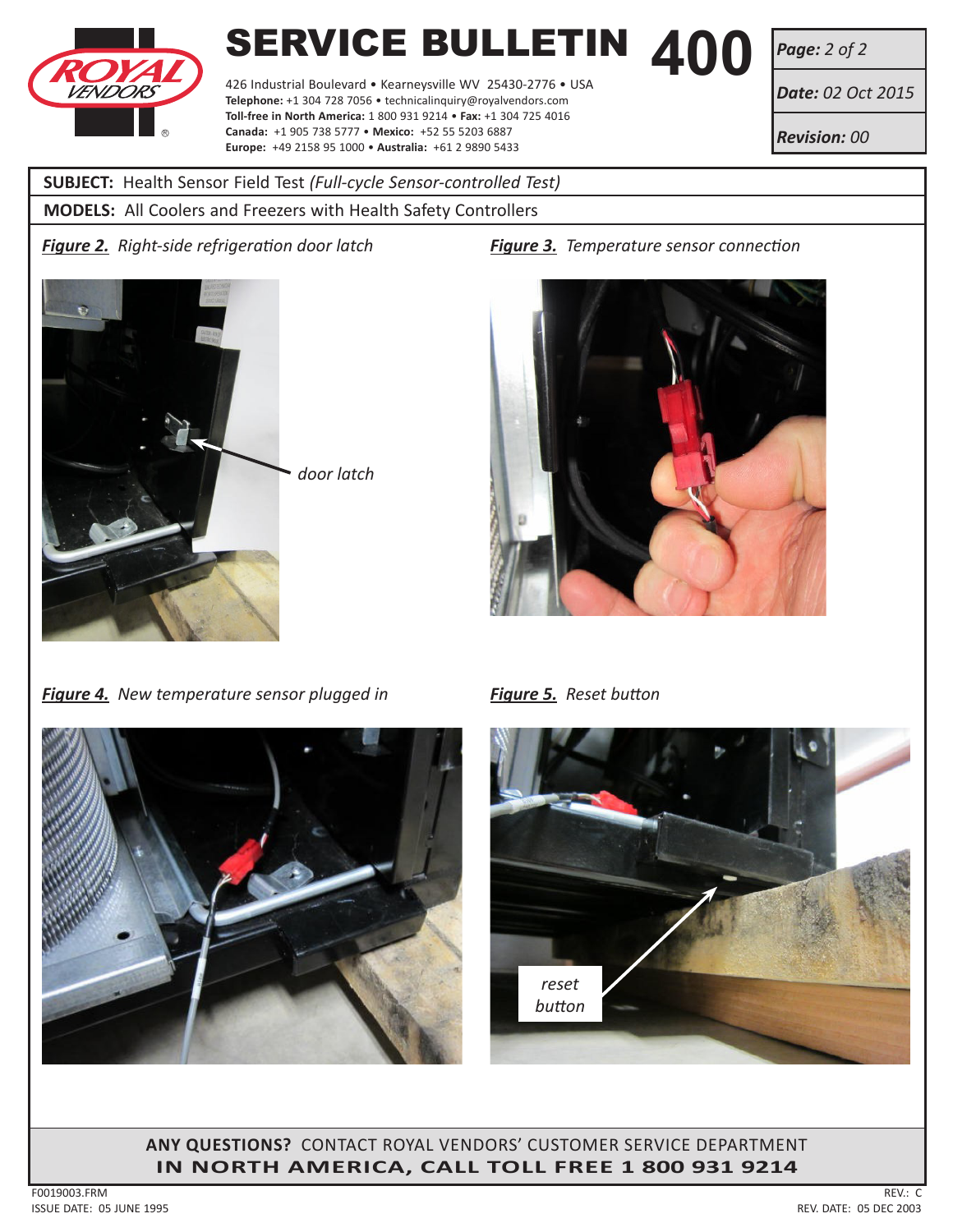# SERVICE BULLETIN 400

426 Industrial Boulevard • Kearneysville WV 25430-2776 • USA
**Telephone:** +1 304 728 7056 • technicalinquiry@royalvendors.com
**Toll-free in North America:** 1 800 931 9214 • **Fax:** +1 304 725 4016
**Canada:** +1 905 738 5777 • **Mexico:** +52 55 5203 6887
**Europe:** +49 2158 95 1000 • **Australia:** +61 2 9890 5433

***Date:*** *02 Oct 2015*

***Revision:*** *00*

**SUBJECT:** Health Sensor Field Test *(Full-cycle Sensor-controlled Test)*

**MODELS:** All Coolers and Freezers with Health Safety Controllers

***Figure 2.*** *Right-side refrigeration door latch*

*door latch*

***Figure 3.*** *Temperature sensor connection*

***Figure 4.*** *New temperature sensor plugged in*

***Figure 5.*** *Reset button*

*reset button*

**ANY QUESTIONS?** CONTACT ROYAL VENDORS' CUSTOMER SERVICE DEPARTMENT
**IN NORTH AMERICA, CALL TOLL FREE 1 800 931 9214**

F0019003.FRM
ISSUE DATE: 05 JUNE 1995

REV.: C
REV. DATE: 05 DEC 2003